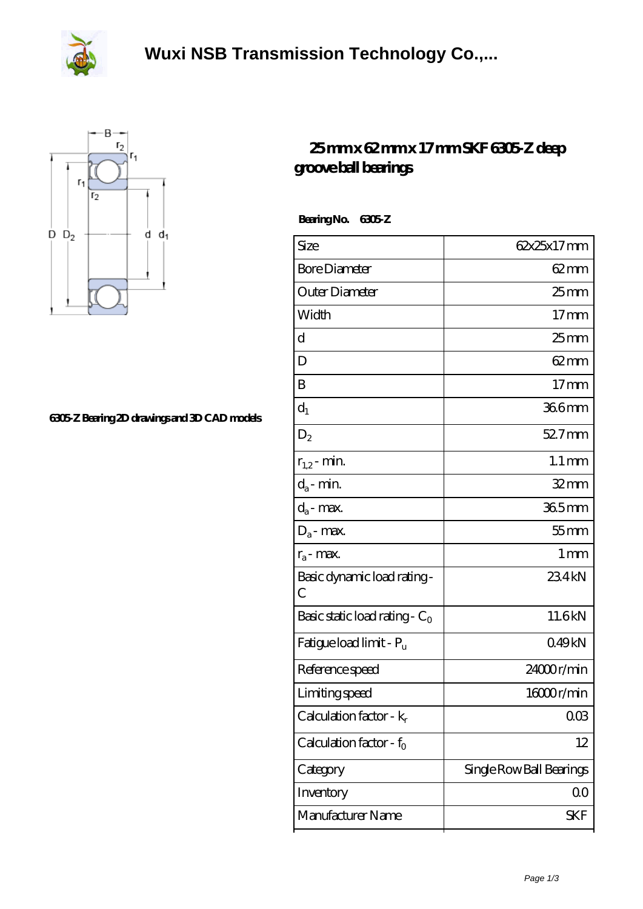# Wuxi NSB Transmission Technology Co.,...

6305-Z Bearing 2D drawings and 3D CAD models

## 25 mm x 62 mm x 17 mm SKF 6305-Z deep groove ball bearings

**Bearing No. 6305-Z**

| Size | 62x25x17 mm |
|---|---|
| Bore Diameter | 62 mm |
| Outer Diameter | 25 mm |
| Width | 17 mm |
| d | 25 mm |
| D | 62 mm |
| B | 17 mm |
| $d_1$ | 36.6 mm |
| $D_2$ | 52.7 mm |
| $r_{1,2}$ - min. | 1.1 mm |
| $d_a$ - min. | 32 mm |
| $d_a$ - max. | 36.5 mm |
| $D_a$ - max. | 55 mm |
| $r_a$ - max. | 1 mm |
| Basic dynamic load rating - C | 23.4 kN |
| Basic static load rating - $C_0$ | 11.6 kN |
| Fatigue load limit - $P_u$ | 0.49 kN |
| Reference speed | 24000 r/min |
| Limiting speed | 16000 r/min |
| Calculation factor - $k_r$ | 0.03 |
| Calculation factor - $f_0$ | 12 |
| Category | Single Row Ball Bearings |
| Inventory | 0.0 |
| Manufacturer Name | SKF |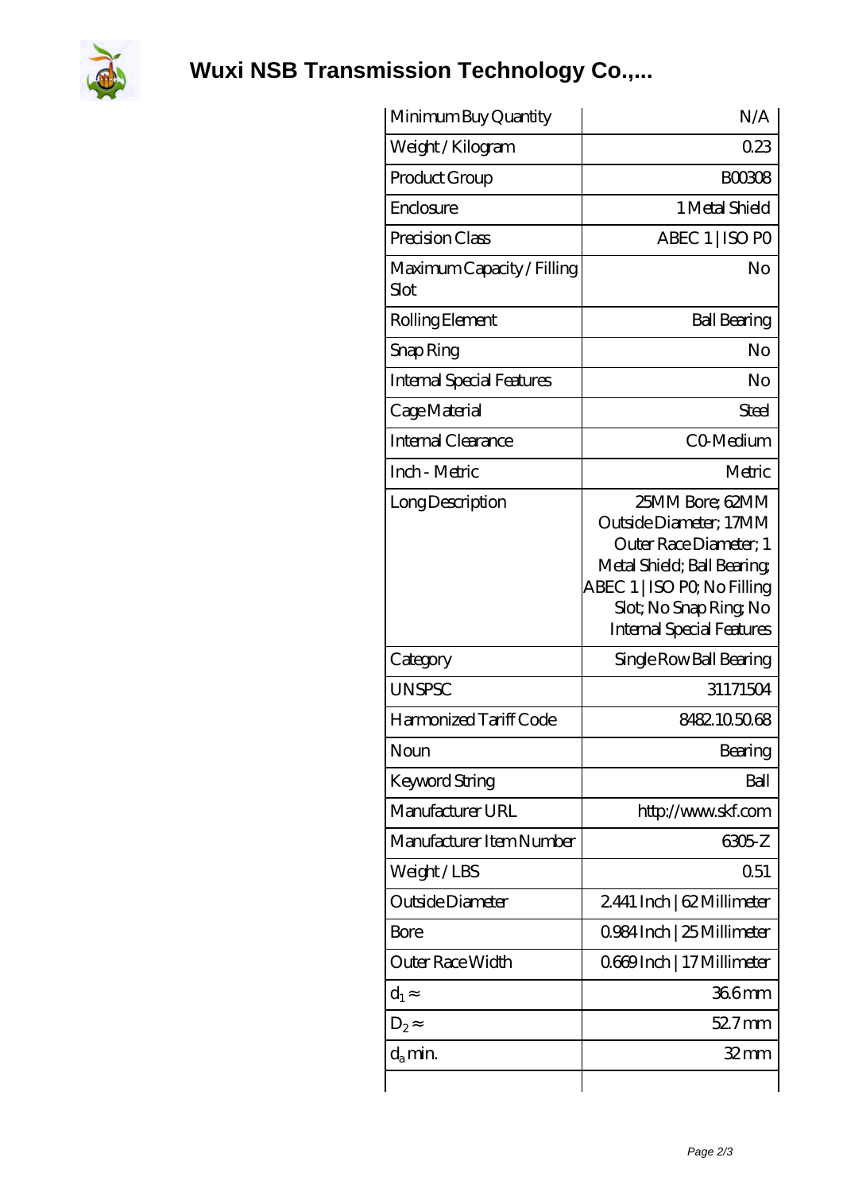# Wuxi NSB Transmission Technology Co.,...

| | |
|---|---|
| Minimum Buy Quantity | N/A |
| Weight / Kilogram | 0.23 |
| Product Group | B00308 |
| Enclosure | 1 Metal Shield |
| Precision Class | ABEC 1 \| ISO P0 |
| Maximum Capacity / Filling Slot | No |
| Rolling Element | Ball Bearing |
| Snap Ring | No |
| Internal Special Features | No |
| Cage Material | Steel |
| Internal Clearance | C0-Medium |
| Inch - Metric | Metric |
| Long Description | 25MM Bore; 62MM Outside Diameter; 17MM Outer Race Diameter; 1 Metal Shield; Ball Bearing; ABEC 1 \| ISO P0; No Filling Slot; No Snap Ring; No Internal Special Features |
| Category | Single Row Ball Bearing |
| UNSPSC | 31171504 |
| Harmonized Tariff Code | 8482.10.50.68 |
| Noun | Bearing |
| Keyword String | Ball |
| Manufacturer URL | http://www.skf.com |
| Manufacturer Item Number | 6305-Z |
| Weight / LBS | 0.51 |
| Outside Diameter | 2.441 Inch \| 62 Millimeter |
| Bore | 0.984 Inch \| 25 Millimeter |
| Outer Race Width | 0.669 Inch \| 17 Millimeter |
| $d_1 \approx$ | 36.6 mm |
| $D_2 \approx$ | 52.7 mm |
| $d_a$ min. | 32 mm |
| | |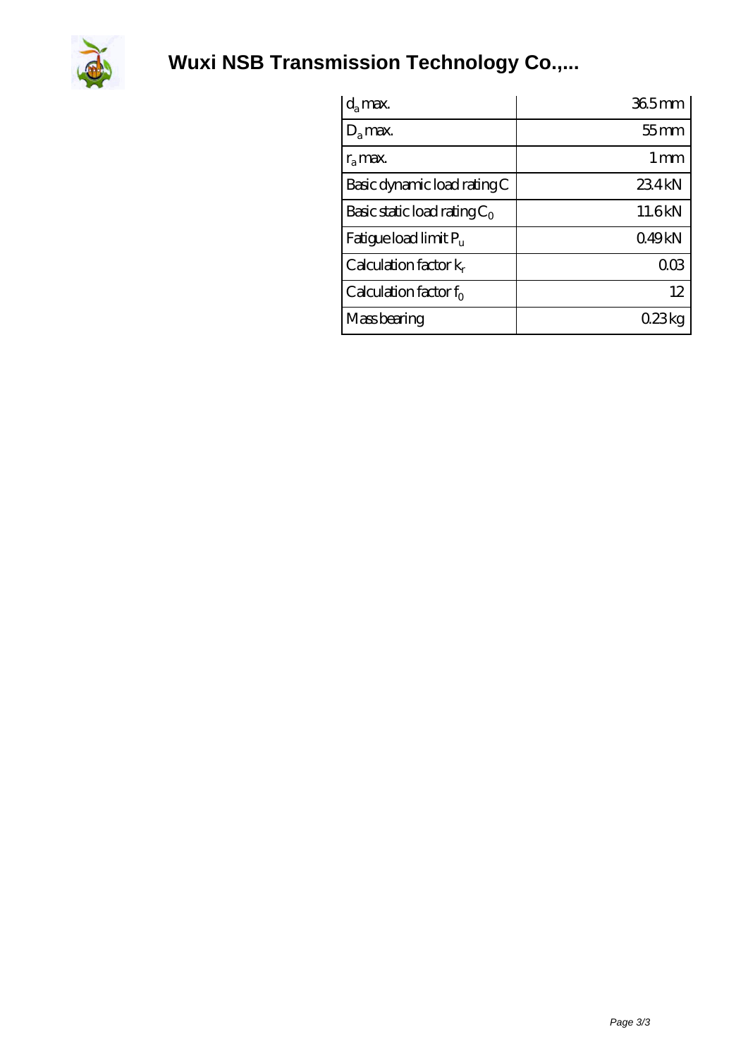| | |
|---|---|
| $d_a$ max. | 36.5 mm |
| $D_a$ max. | 55 mm |
| $r_a$ max. | 1 mm |
| Basic dynamic load rating C | 23.4 kN |
| Basic static load rating $C_0$ | 11.6 kN |
| Fatigue load limit $P_u$ | 0.49 kN |
| Calculation factor $k_r$ | 0.03 |
| Calculation factor $f_0$ | 12 |
| Mass bearing | 0.23 kg |